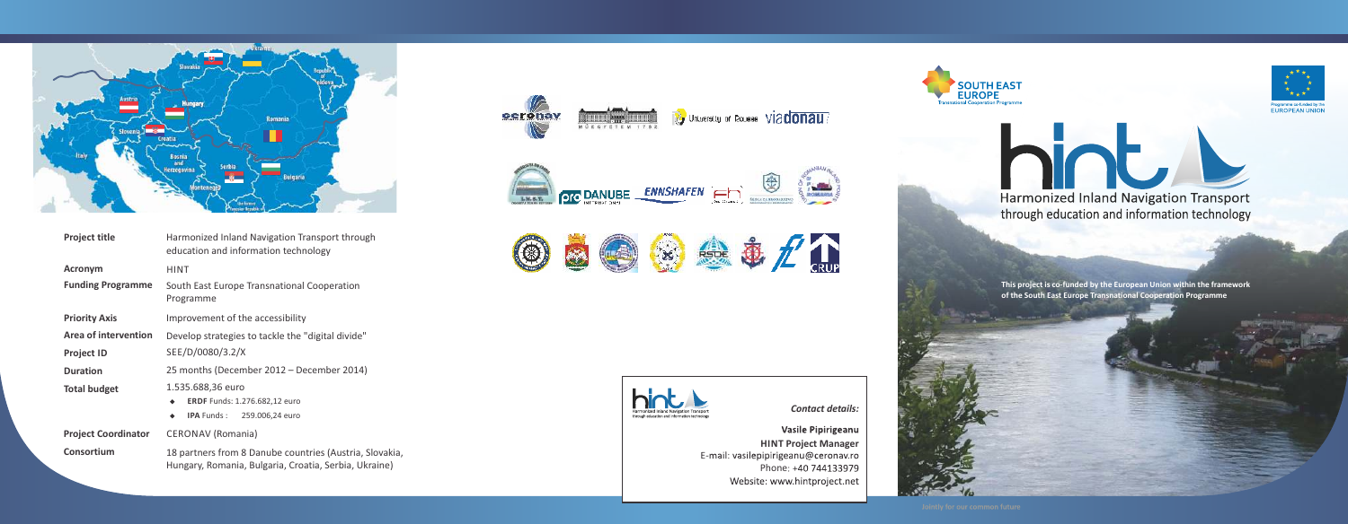| Project title | Harmonized Inland Navigation Transport through education and information technology |
| --- | --- |
| Acronym | HINT |
| Funding Programme | South East Europe Transnational Cooperation Programme |
| Priority Axis | Improvement of the accessibility |
| Area of intervention | Develop strategies to tackle the "digital divide" |
| Project ID | SEE/D/0080/3.2/X |
| Duration | 25 months (December 2012 – December 2014) |
| Total budget | 1.535.688,36 euro<br>◆ ERDF Funds: 1.276.682,12 euro<br>◆ IPA Funds: 259.006,24 euro |
| Project Coordinator | CERONAV (Romania) |
| Consortium | 18 partners from 8 Danube countries (Austria, Slovakia, Hungary, Romania, Bulgaria, Croatia, Serbia, Ukraine) |

*Contact details:*

**Vasile Pipirigeanu**
**HINT Project Manager**
E-mail: vasilepipirigeanu@ceronav.ro
Phone: +40 744133979
Website: www.hintproject.net

SOUTH EAST EUROPE
Transnational Cooperation Programme

Programme co-funded by the EUROPEAN UNION

# hint

## Harmonized Inland Navigation Transport through education and information technology

**This project is co-funded by the European Union within the framework of the South East Europe Transnational Cooperation Programme**

Jointly for our common future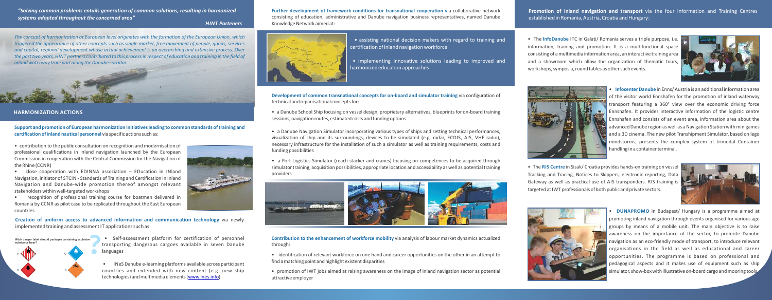*"Solving common problems entails generation of common solutions, resulting in harmonized systems adopted throughout the concerned area"*

***HINT Parteners***

*The concept of harmonization at European level originates with the formation of the European Union, which triggered the appearance of other concepts such as single market, free movement of people, goods, services and capital, regional development whose actual achievement is an overarching and extensive process. Over the past two years, HINT partners contributed to this process in respect of education and training in the field of inland waterway transport along the Danube corridor.*

## HARMONIZATION ACTIONS

**Support and promotion of European harmonization initiatives leading to common standards of training and certification of inland nautical personnel** via specific actions such as:

- contribution to the public consultation on recognition and modernisation of professional qualifications in inland navigation launched by the European Commission in cooperation with the Central Commission for the Navigation of the Rhine (CCNR)
- close cooperation with EDINNA association – EDucation in INland Navigation, initiator of STCIN - Standards of Training and Certification in Inland Navigation and Danube-wide promotion thereof amongst relevant stakeholders within well-targeted workshops
- recognition of professional training course for boatmen delivered in Romania by CCNR as pilot case to be replicated throughout the East European countries

**Creation of uniform access to advanced information and communication technology** via newly implemented training and assessment IT applications such as:

Wich danger label should packages containing explosive substance bear?

- Self-assessment platform for certification of personnel transporting dangerous cargoes available in seven Danube languages
- INeS Danube e-learning platforms available across participant countries and extended with new content (e.g. new ship technologies) and multimedia elements (www.ines.info)

**Further development of framework conditions for transnational cooperation** via collaborative network consisting of education, administrative and Danube navigation business representatives, named Danube Knowledge Network aimed at:

- assisting national decision makers with regard to training and certification of inland navigation workforce
- implementing innovative solutions leading to improved and harmonized education approaches

**Development of common transnational concepts for on-board and simulator training** via configuration of technical and organisational concepts for:

- a Danube School Ship focusing on vessel design, proprietary alternatives, blueprints for on-board training sessions, navigation routes, estimated costs and funding options
- a Danube Navigation Simulator incorporating various types of ships and setting technical performances, visualization of ship and its surroundings, devices to be simulated (e.g. radar, ECDIS, AIS, VHF radio), necessary infrastructure for the installation of such a simulator as well as training requirements, costs and funding possibilities
- a Port Logistics Simulator (reach stacker and cranes) focusing on competences to be acquired through simulator training, acquisition possibilities, appropriate location and accessibility as well as potential training providers

**Contribution to the enhancement of workforce mobility** via analysis of labour market dynamics actualized through:

- identification of relevant workforce on one hand and career opportunities on the other in an attempt to find a matching point and highlight existent disparities
- promotion of IWT jobs aimed at raising awareness on the image of inland navigation sector as potential attractive employer

**Promotion of inland navigation and transport** via the four Information and Training Centres established in Romania, Austria, Croatia and Hungary:

- The **InfoDanube** ITC in Galati/ Romania serves a triple purpose, i.e. information, training and promotion. It is a multifunctional space consisting of a multimedia information area, an interactive training area and a showroom which allow the organization of thematic tours, workshops, symposia, round tables as other such events.
- **Infocenter Danube** in Enns/ Austria is an additional information area of the visitor world Ennshafen for the promotion of inland waterway transport featuring a 360° view over the economic driving force Ennshafen. It provides interactive information of the logistic centre Ennshafen and consists of an event area, information area about the advanced Danube region as well as a Navigation Station with minigames and a 3D cinema. The new pilot Transhipment Simulator, based on lego mindstorms, presents the complex system of trimodal Container handling in a container terminal.
- The **RIS Centre** in Sisak/ Croatia provides hands-on training on vessel Tracking and Tracing, Notices to Skippers, electronic reporting, Data Gateway as well as practical use of AIS transponders. RIS training is targeted at IWT professionals of both public and private sectors.
- **DUNAPROMO** in Budapest/ Hungary is a programme aimed at promoting inland navigation through events organised for various age groups by means of a mobile unit. The main objective is to raise awareness on the importance of the sector, to promote Danube navigation as an eco-friendly mode of transport, to introduce relevant organisations in the field as well as educational and career opportunities. The programme is based on professional and pedagogical aspects and it makes use of equipment such as ship simulator, show-box with illustrative on-board cargo and mooring tools.